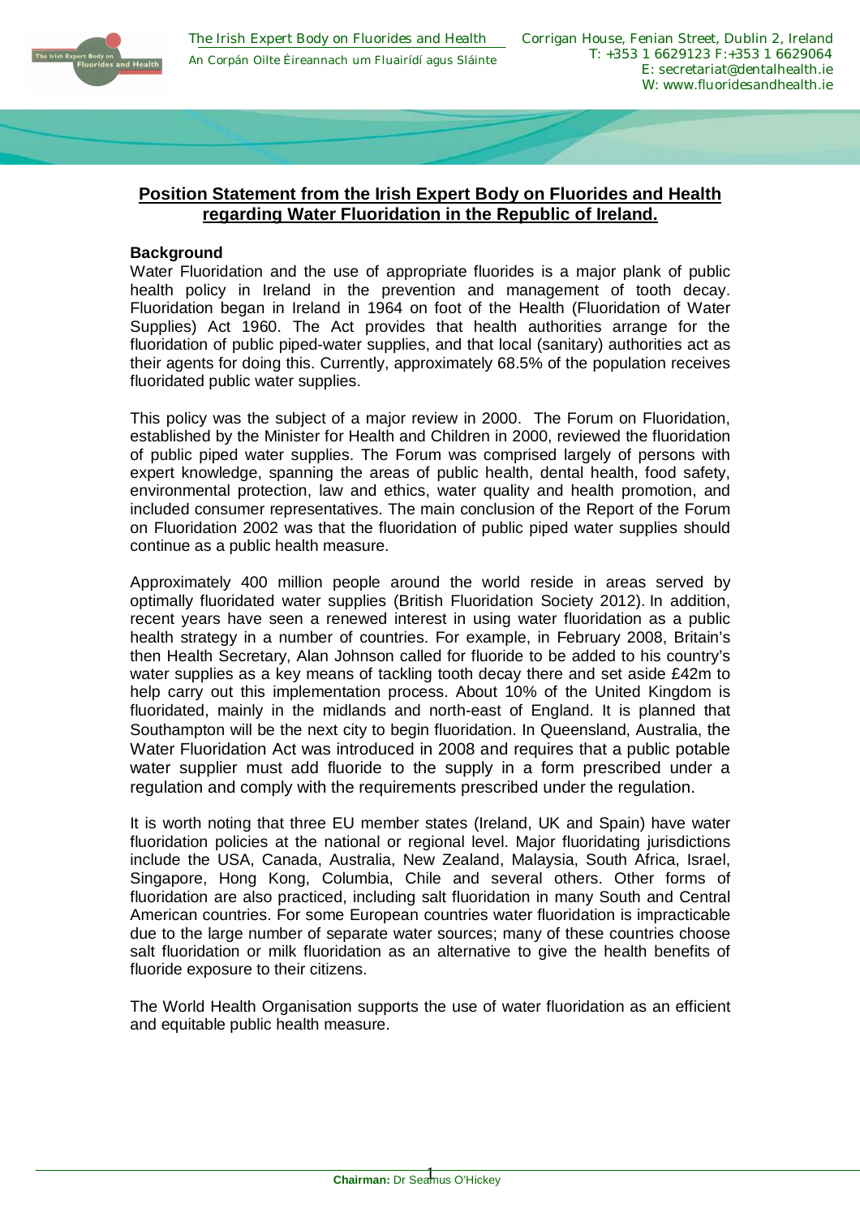# Position Statement from the Irish Expert Body on Fluorides and Health regarding Water Fluoridation in the Republic of Ireland.

## Background

Water Fluoridation and the use of appropriate fluorides is a major plank of public health policy in Ireland in the prevention and management of tooth decay. Fluoridation began in Ireland in 1964 on foot of the Health (Fluoridation of Water Supplies) Act 1960. The Act provides that health authorities arrange for the fluoridation of public piped-water supplies, and that local (sanitary) authorities act as their agents for doing this. Currently, approximately 68.5% of the population receives fluoridated public water supplies.

This policy was the subject of a major review in 2000. The Forum on Fluoridation, established by the Minister for Health and Children in 2000, reviewed the fluoridation of public piped water supplies. The Forum was comprised largely of persons with expert knowledge, spanning the areas of public health, dental health, food safety, environmental protection, law and ethics, water quality and health promotion, and included consumer representatives. The main conclusion of the Report of the Forum on Fluoridation 2002 was that the fluoridation of public piped water supplies should continue as a public health measure.

Approximately 400 million people around the world reside in areas served by optimally fluoridated water supplies (British Fluoridation Society 2012). In addition, recent years have seen a renewed interest in using water fluoridation as a public health strategy in a number of countries. For example, in February 2008, Britain's then Health Secretary, Alan Johnson called for fluoride to be added to his country's water supplies as a key means of tackling tooth decay there and set aside £42m to help carry out this implementation process. About 10% of the United Kingdom is fluoridated, mainly in the midlands and north-east of England. It is planned that Southampton will be the next city to begin fluoridation. In Queensland, Australia, the Water Fluoridation Act was introduced in 2008 and requires that a public potable water supplier must add fluoride to the supply in a form prescribed under a regulation and comply with the requirements prescribed under the regulation.

It is worth noting that three EU member states (Ireland, UK and Spain) have water fluoridation policies at the national or regional level. Major fluoridating jurisdictions include the USA, Canada, Australia, New Zealand, Malaysia, South Africa, Israel, Singapore, Hong Kong, Columbia, Chile and several others. Other forms of fluoridation are also practiced, including salt fluoridation in many South and Central American countries. For some European countries water fluoridation is impracticable due to the large number of separate water sources; many of these countries choose salt fluoridation or milk fluoridation as an alternative to give the health benefits of fluoride exposure to their citizens.

The World Health Organisation supports the use of water fluoridation as an efficient and equitable public health measure.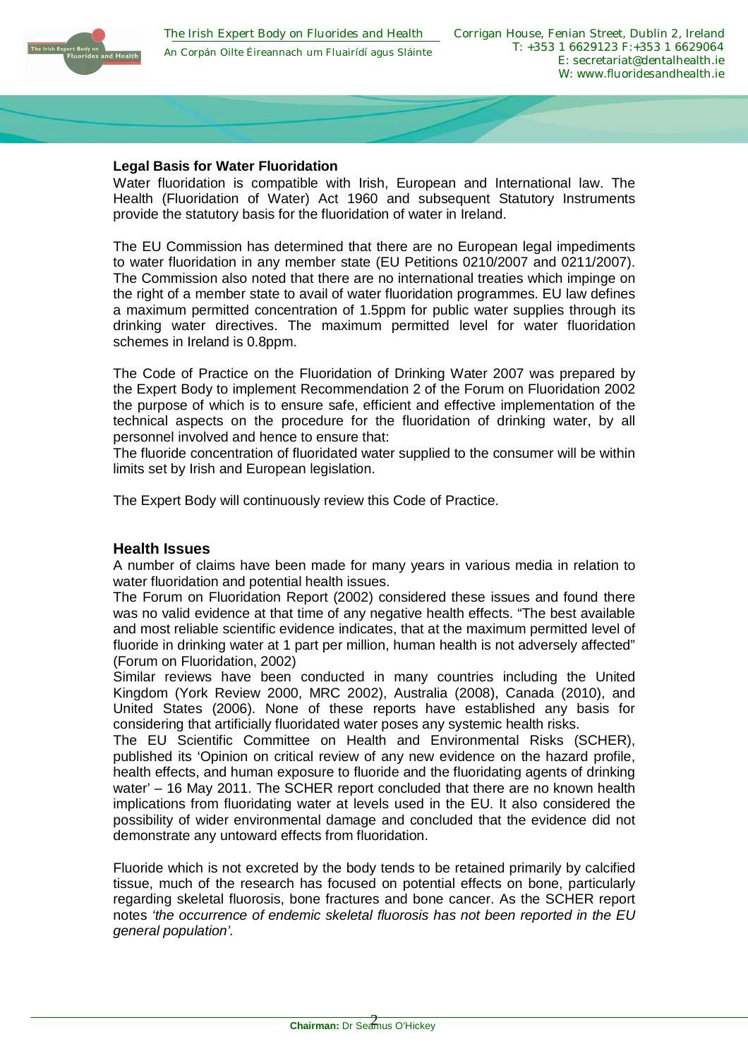## Legal Basis for Water Fluoridation

Water fluoridation is compatible with Irish, European and International law. The Health (Fluoridation of Water) Act 1960 and subsequent Statutory Instruments provide the statutory basis for the fluoridation of water in Ireland.

The EU Commission has determined that there are no European legal impediments to water fluoridation in any member state (EU Petitions 0210/2007 and 0211/2007). The Commission also noted that there are no international treaties which impinge on the right of a member state to avail of water fluoridation programmes. EU law defines a maximum permitted concentration of 1.5ppm for public water supplies through its drinking water directives. The maximum permitted level for water fluoridation schemes in Ireland is 0.8ppm.

The Code of Practice on the Fluoridation of Drinking Water 2007 was prepared by the Expert Body to implement Recommendation 2 of the Forum on Fluoridation 2002 the purpose of which is to ensure safe, efficient and effective implementation of the technical aspects on the procedure for the fluoridation of drinking water, by all personnel involved and hence to ensure that:
The fluoride concentration of fluoridated water supplied to the consumer will be within limits set by Irish and European legislation.

The Expert Body will continuously review this Code of Practice.

## Health Issues

A number of claims have been made for many years in various media in relation to water fluoridation and potential health issues.
The Forum on Fluoridation Report (2002) considered these issues and found there was no valid evidence at that time of any negative health effects. "The best available and most reliable scientific evidence indicates, that at the maximum permitted level of fluoride in drinking water at 1 part per million, human health is not adversely affected" (Forum on Fluoridation, 2002)
Similar reviews have been conducted in many countries including the United Kingdom (York Review 2000, MRC 2002), Australia (2008), Canada (2010), and United States (2006). None of these reports have established any basis for considering that artificially fluoridated water poses any systemic health risks.
The EU Scientific Committee on Health and Environmental Risks (SCHER), published its 'Opinion on critical review of any new evidence on the hazard profile, health effects, and human exposure to fluoride and the fluoridating agents of drinking water' – 16 May 2011. The SCHER report concluded that there are no known health implications from fluoridating water at levels used in the EU. It also considered the possibility of wider environmental damage and concluded that the evidence did not demonstrate any untoward effects from fluoridation.

Fluoride which is not excreted by the body tends to be retained primarily by calcified tissue, much of the research has focused on potential effects on bone, particularly regarding skeletal fluorosis, bone fractures and bone cancer. As the SCHER report notes *'the occurrence of endemic skeletal fluorosis has not been reported in the EU general population'.*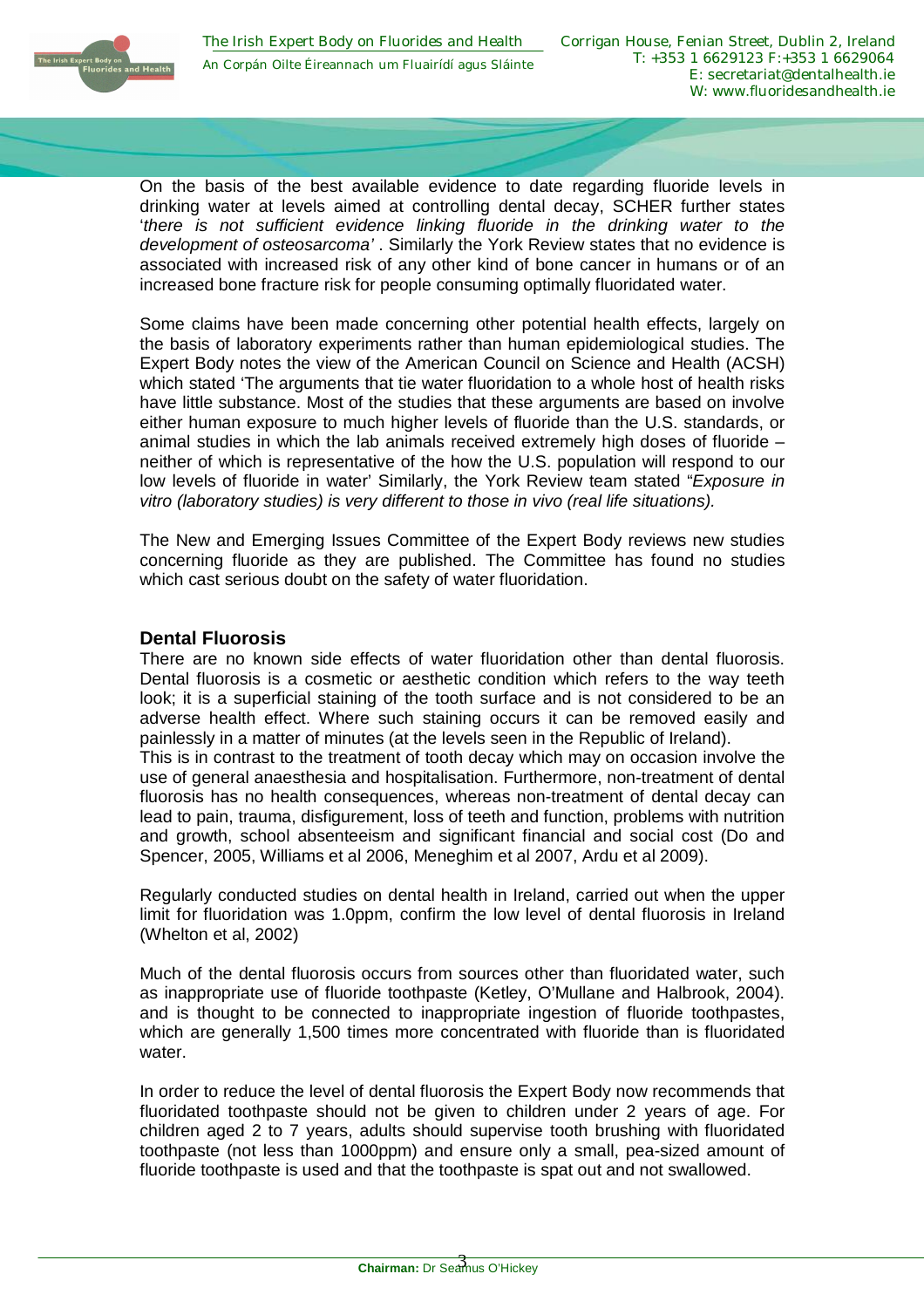On the basis of the best available evidence to date regarding fluoride levels in drinking water at levels aimed at controlling dental decay, SCHER further states '*there is not sufficient evidence linking fluoride in the drinking water to the development of osteosarcoma'* . Similarly the York Review states that no evidence is associated with increased risk of any other kind of bone cancer in humans or of an increased bone fracture risk for people consuming optimally fluoridated water.

Some claims have been made concerning other potential health effects, largely on the basis of laboratory experiments rather than human epidemiological studies. The Expert Body notes the view of the American Council on Science and Health (ACSH) which stated 'The arguments that tie water fluoridation to a whole host of health risks have little substance. Most of the studies that these arguments are based on involve either human exposure to much higher levels of fluoride than the U.S. standards, or animal studies in which the lab animals received extremely high doses of fluoride – neither of which is representative of the how the U.S. population will respond to our low levels of fluoride in water' Similarly, the York Review team stated "*Exposure in vitro (laboratory studies) is very different to those in vivo (real life situations).*

The New and Emerging Issues Committee of the Expert Body reviews new studies concerning fluoride as they are published. The Committee has found no studies which cast serious doubt on the safety of water fluoridation.

## Dental Fluorosis

There are no known side effects of water fluoridation other than dental fluorosis. Dental fluorosis is a cosmetic or aesthetic condition which refers to the way teeth look; it is a superficial staining of the tooth surface and is not considered to be an adverse health effect. Where such staining occurs it can be removed easily and painlessly in a matter of minutes (at the levels seen in the Republic of Ireland).
This is in contrast to the treatment of tooth decay which may on occasion involve the use of general anaesthesia and hospitalisation. Furthermore, non-treatment of dental fluorosis has no health consequences, whereas non-treatment of dental decay can lead to pain, trauma, disfigurement, loss of teeth and function, problems with nutrition and growth, school absenteeism and significant financial and social cost (Do and Spencer, 2005, Williams et al 2006, Meneghim et al 2007, Ardu et al 2009).

Regularly conducted studies on dental health in Ireland, carried out when the upper limit for fluoridation was 1.0ppm, confirm the low level of dental fluorosis in Ireland (Whelton et al, 2002)

Much of the dental fluorosis occurs from sources other than fluoridated water, such as inappropriate use of fluoride toothpaste (Ketley, O'Mullane and Halbrook, 2004). and is thought to be connected to inappropriate ingestion of fluoride toothpastes, which are generally 1,500 times more concentrated with fluoride than is fluoridated water.

In order to reduce the level of dental fluorosis the Expert Body now recommends that fluoridated toothpaste should not be given to children under 2 years of age. For children aged 2 to 7 years, adults should supervise tooth brushing with fluoridated toothpaste (not less than 1000ppm) and ensure only a small, pea-sized amount of fluoride toothpaste is used and that the toothpaste is spat out and not swallowed.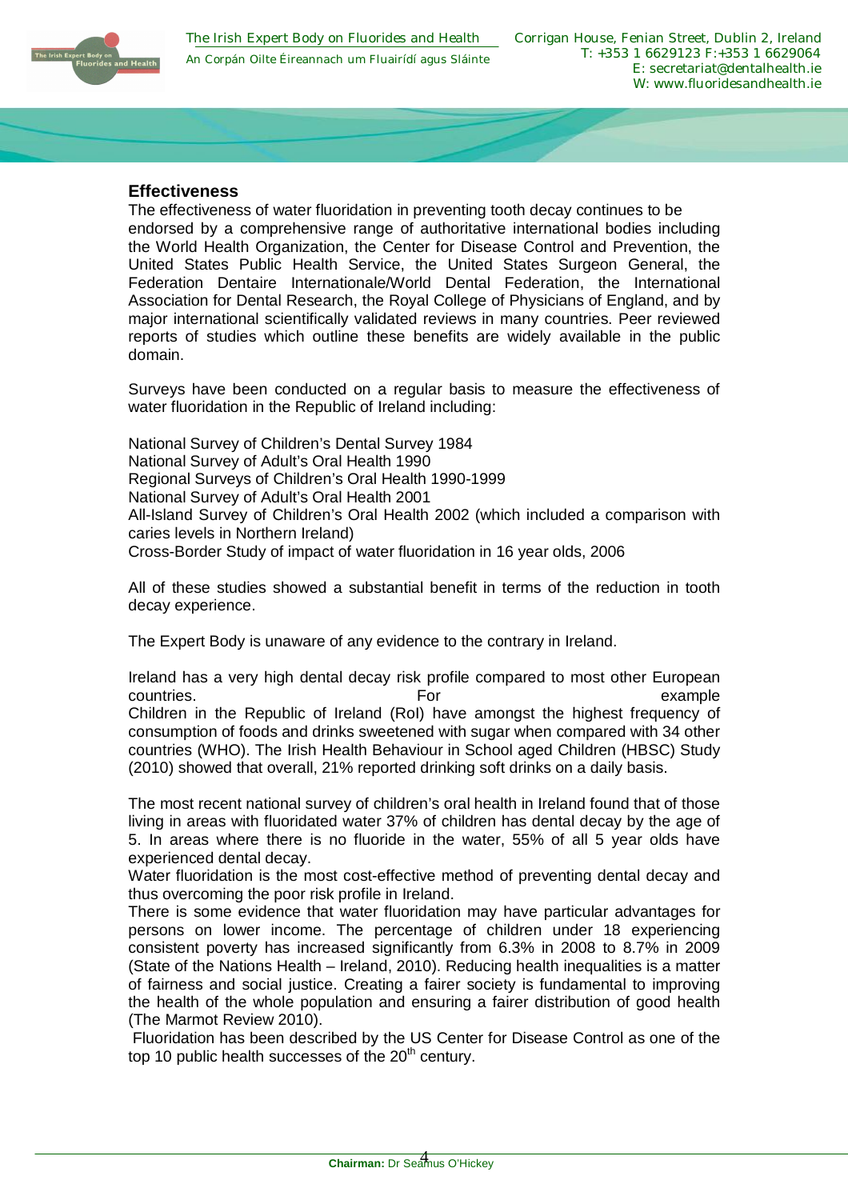## Effectiveness

The effectiveness of water fluoridation in preventing tooth decay continues to be endorsed by a comprehensive range of authoritative international bodies including the World Health Organization, the Center for Disease Control and Prevention, the United States Public Health Service, the United States Surgeon General, the Federation Dentaire Internationale/World Dental Federation, the International Association for Dental Research, the Royal College of Physicians of England, and by major international scientifically validated reviews in many countries. Peer reviewed reports of studies which outline these benefits are widely available in the public domain.

Surveys have been conducted on a regular basis to measure the effectiveness of water fluoridation in the Republic of Ireland including:

National Survey of Children's Dental Survey 1984
National Survey of Adult's Oral Health 1990
Regional Surveys of Children's Oral Health 1990-1999
National Survey of Adult's Oral Health 2001
All-Island Survey of Children's Oral Health 2002 (which included a comparison with caries levels in Northern Ireland)
Cross-Border Study of impact of water fluoridation in 16 year olds, 2006

All of these studies showed a substantial benefit in terms of the reduction in tooth decay experience.

The Expert Body is unaware of any evidence to the contrary in Ireland.

Ireland has a very high dental decay risk profile compared to most other European countries. For example Children in the Republic of Ireland (RoI) have amongst the highest frequency of consumption of foods and drinks sweetened with sugar when compared with 34 other countries (WHO). The Irish Health Behaviour in School aged Children (HBSC) Study (2010) showed that overall, 21% reported drinking soft drinks on a daily basis.

The most recent national survey of children's oral health in Ireland found that of those living in areas with fluoridated water 37% of children has dental decay by the age of 5. In areas where there is no fluoride in the water, 55% of all 5 year olds have experienced dental decay.
Water fluoridation is the most cost-effective method of preventing dental decay and thus overcoming the poor risk profile in Ireland.
There is some evidence that water fluoridation may have particular advantages for persons on lower income. The percentage of children under 18 experiencing consistent poverty has increased significantly from 6.3% in 2008 to 8.7% in 2009 (State of the Nations Health – Ireland, 2010). Reducing health inequalities is a matter of fairness and social justice. Creating a fairer society is fundamental to improving the health of the whole population and ensuring a fairer distribution of good health (The Marmot Review 2010).
Fluoridation has been described by the US Center for Disease Control as one of the top 10 public health successes of the 20th century.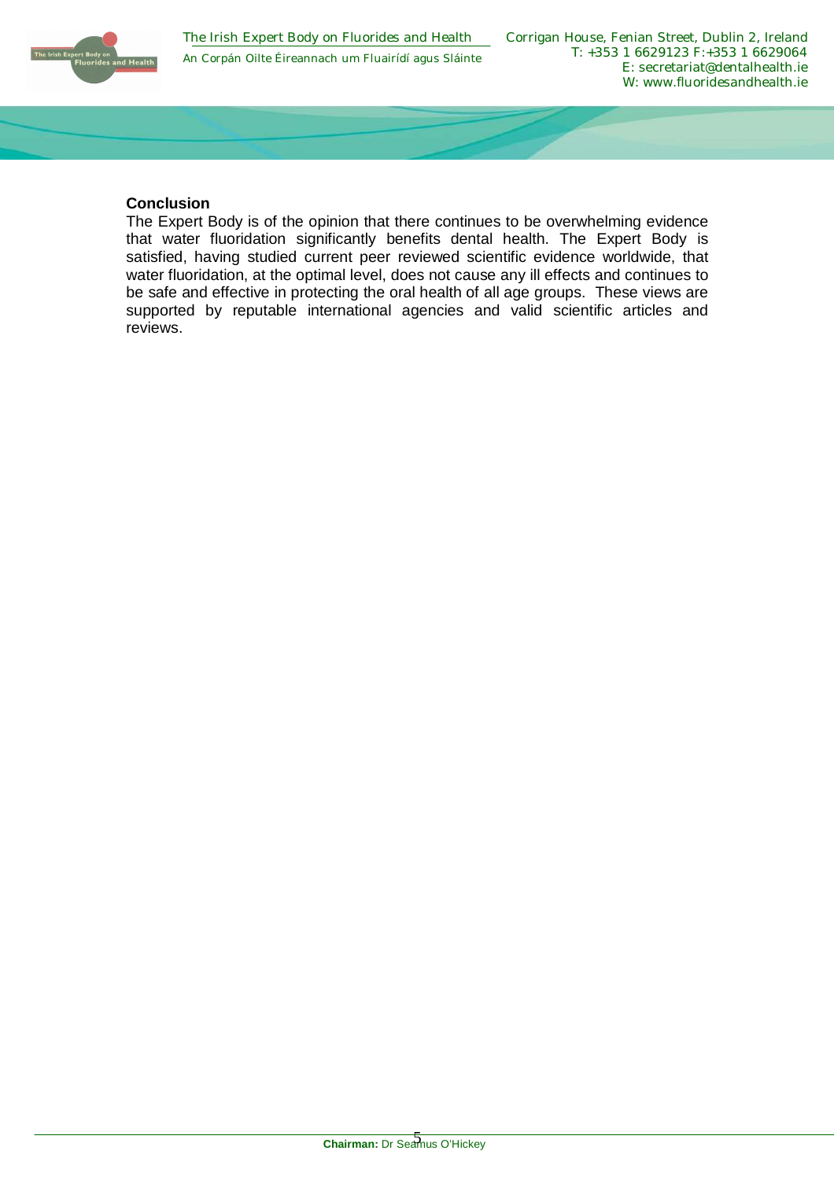## Conclusion

The Expert Body is of the opinion that there continues to be overwhelming evidence that water fluoridation significantly benefits dental health. The Expert Body is satisfied, having studied current peer reviewed scientific evidence worldwide, that water fluoridation, at the optimal level, does not cause any ill effects and continues to be safe and effective in protecting the oral health of all age groups. These views are supported by reputable international agencies and valid scientific articles and reviews.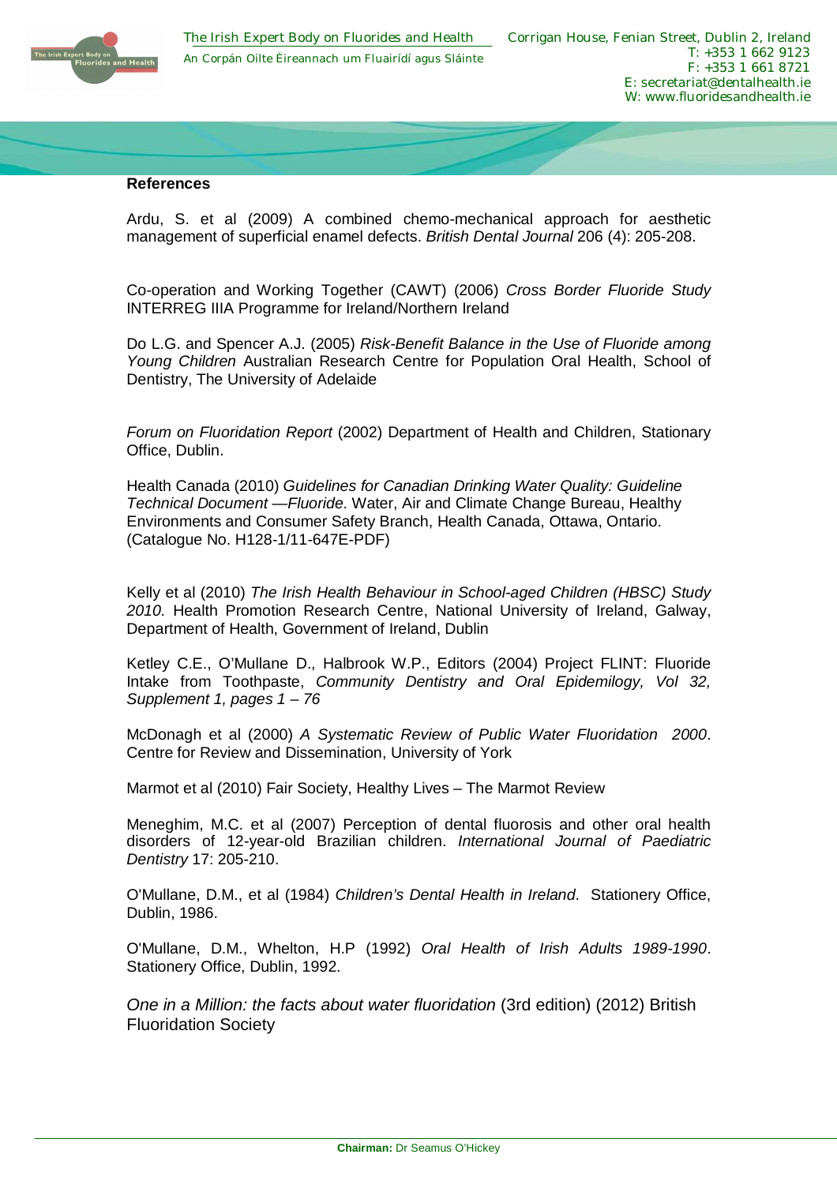**References**

Ardu, S. et al (2009) A combined chemo-mechanical approach for aesthetic management of superficial enamel defects. *British Dental Journal* 206 (4): 205-208.

Co-operation and Working Together (CAWT) (2006) *Cross Border Fluoride Study* INTERREG IIIA Programme for Ireland/Northern Ireland

Do L.G. and Spencer A.J. (2005) *Risk-Benefit Balance in the Use of Fluoride among Young Children* Australian Research Centre for Population Oral Health, School of Dentistry, The University of Adelaide

*Forum on Fluoridation Report* (2002) Department of Health and Children, Stationary Office, Dublin.

Health Canada (2010) *Guidelines for Canadian Drinking Water Quality: Guideline Technical Document —Fluoride.* Water, Air and Climate Change Bureau, Healthy Environments and Consumer Safety Branch, Health Canada, Ottawa, Ontario. (Catalogue No. H128-1/11-647E-PDF)

Kelly et al (2010) *The Irish Health Behaviour in School-aged Children (HBSC) Study 2010.* Health Promotion Research Centre, National University of Ireland, Galway, Department of Health, Government of Ireland, Dublin

Ketley C.E., O'Mullane D., Halbrook W.P., Editors (2004) Project FLINT: Fluoride Intake from Toothpaste, *Community Dentistry and Oral Epidemilogy, Vol 32, Supplement 1, pages 1 – 76*

McDonagh et al (2000) *A Systematic Review of Public Water Fluoridation 2000*. Centre for Review and Dissemination, University of York

Marmot et al (2010) Fair Society, Healthy Lives – The Marmot Review

Meneghim, M.C. et al (2007) Perception of dental fluorosis and other oral health disorders of 12-year-old Brazilian children. *International Journal of Paediatric Dentistry* 17: 205-210.

O'Mullane, D.M., et al (1984) *Children's Dental Health in Ireland*. Stationery Office, Dublin, 1986.

O'Mullane, D.M., Whelton, H.P (1992) *Oral Health of Irish Adults 1989-1990*. Stationery Office, Dublin, 1992.

*One in a Million: the facts about water fluoridation* (3rd edition) (2012) British Fluoridation Society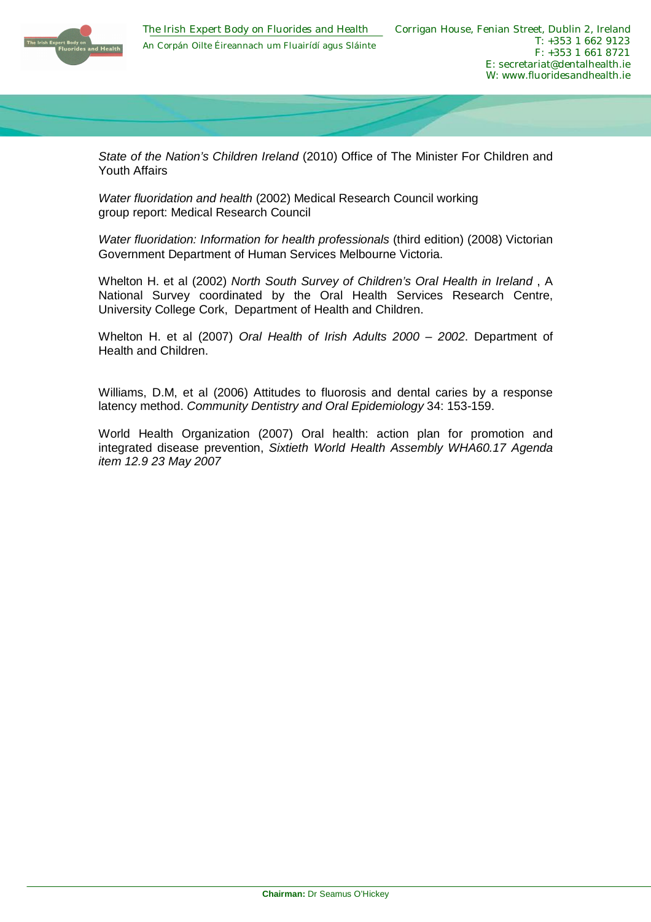*State of the Nation's Children Ireland* (2010) Office of The Minister For Children and Youth Affairs

*Water fluoridation and health* (2002) Medical Research Council working group report: Medical Research Council

*Water fluoridation: Information for health professionals* (third edition) (2008) Victorian Government Department of Human Services Melbourne Victoria.

Whelton H. et al (2002) *North South Survey of Children's Oral Health in Ireland* , A National Survey coordinated by the Oral Health Services Research Centre, University College Cork, Department of Health and Children.

Whelton H. et al (2007) *Oral Health of Irish Adults 2000 – 2002*. Department of Health and Children.

Williams, D.M, et al (2006) Attitudes to fluorosis and dental caries by a response latency method. *Community Dentistry and Oral Epidemiology* 34: 153-159.

World Health Organization (2007) Oral health: action plan for promotion and integrated disease prevention, *Sixtieth World Health Assembly WHA60.17 Agenda item 12.9 23 May 2007*